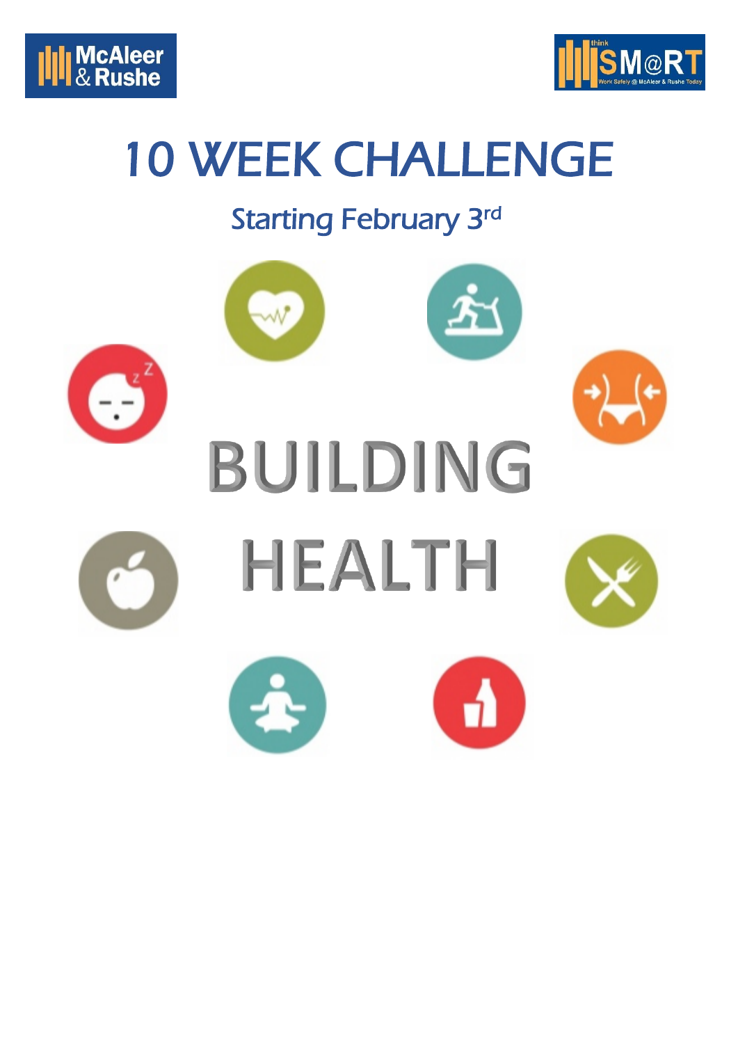McAleer & Rushe

think SM@RT Work Safely @ McAleer & Rushe Today

# 10 WEEK CHALLENGE

## Starting February 3rd

# BUILDING HEALTH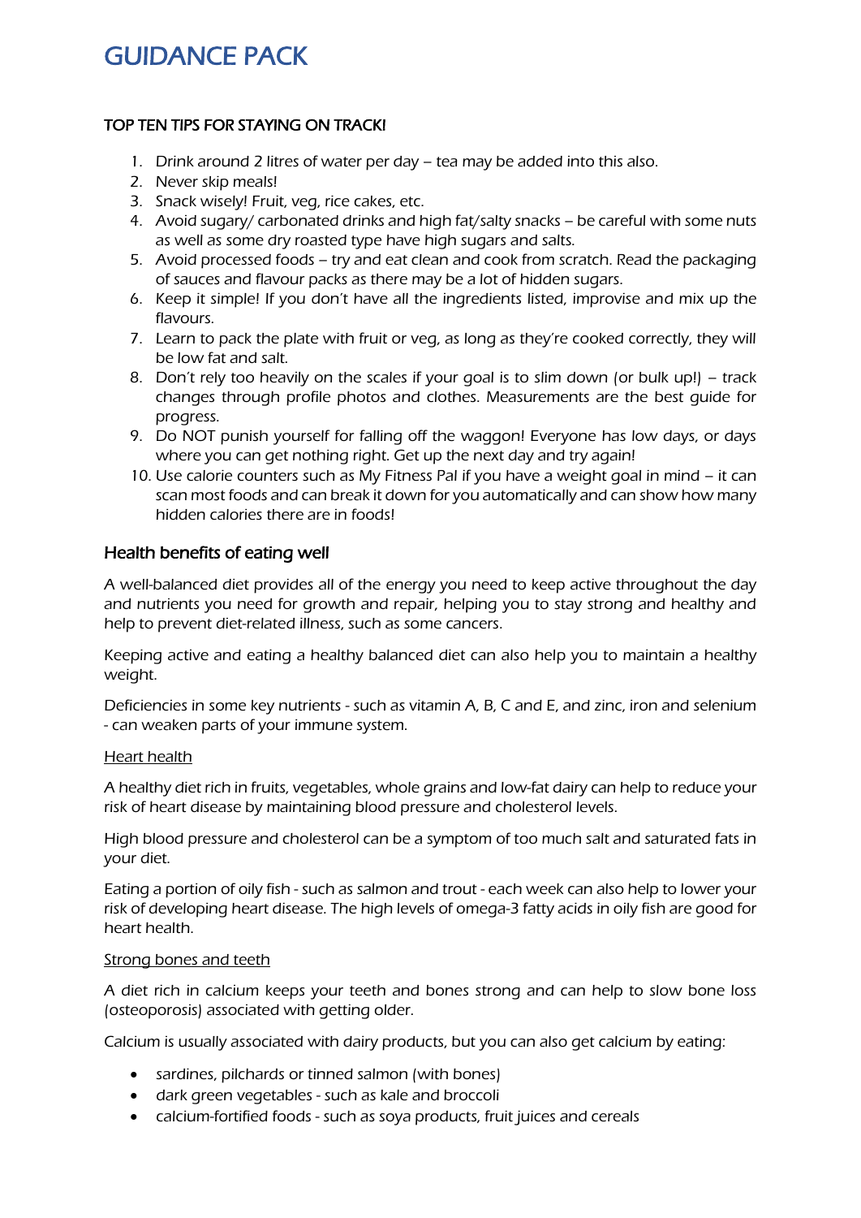# GUIDANCE PACK

## TOP TEN TIPS FOR STAYING ON TRACK!

1. Drink around 2 litres of water per day – tea may be added into this also.
2. Never skip meals!
3. Snack wisely! Fruit, veg, rice cakes, etc.
4. Avoid sugary/ carbonated drinks and high fat/salty snacks – be careful with some nuts as well as some dry roasted type have high sugars and salts.
5. Avoid processed foods – try and eat clean and cook from scratch. Read the packaging of sauces and flavour packs as there may be a lot of hidden sugars.
6. Keep it simple! If you don't have all the ingredients listed, improvise and mix up the flavours.
7. Learn to pack the plate with fruit or veg, as long as they're cooked correctly, they will be low fat and salt.
8. Don't rely too heavily on the scales if your goal is to slim down (or bulk up!) – track changes through profile photos and clothes. Measurements are the best guide for progress.
9. Do NOT punish yourself for falling off the waggon! Everyone has low days, or days where you can get nothing right. Get up the next day and try again!
10. Use calorie counters such as My Fitness Pal if you have a weight goal in mind – it can scan most foods and can break it down for you automatically and can show how many hidden calories there are in foods!

## Health benefits of eating well

A well-balanced diet provides all of the energy you need to keep active throughout the day and nutrients you need for growth and repair, helping you to stay strong and healthy and help to prevent diet-related illness, such as some cancers.

Keeping active and eating a healthy balanced diet can also help you to maintain a healthy weight.

Deficiencies in some key nutrients - such as vitamin A, B, C and E, and zinc, iron and selenium - can weaken parts of your immune system.

### Heart health

A healthy diet rich in fruits, vegetables, whole grains and low-fat dairy can help to reduce your risk of heart disease by maintaining blood pressure and cholesterol levels.

High blood pressure and cholesterol can be a symptom of too much salt and saturated fats in your diet.

Eating a portion of oily fish - such as salmon and trout - each week can also help to lower your risk of developing heart disease. The high levels of omega-3 fatty acids in oily fish are good for heart health.

### Strong bones and teeth

A diet rich in calcium keeps your teeth and bones strong and can help to slow bone loss (osteoporosis) associated with getting older.

Calcium is usually associated with dairy products, but you can also get calcium by eating:

- sardines, pilchards or tinned salmon (with bones)
- dark green vegetables - such as kale and broccoli
- calcium-fortified foods - such as soya products, fruit juices and cereals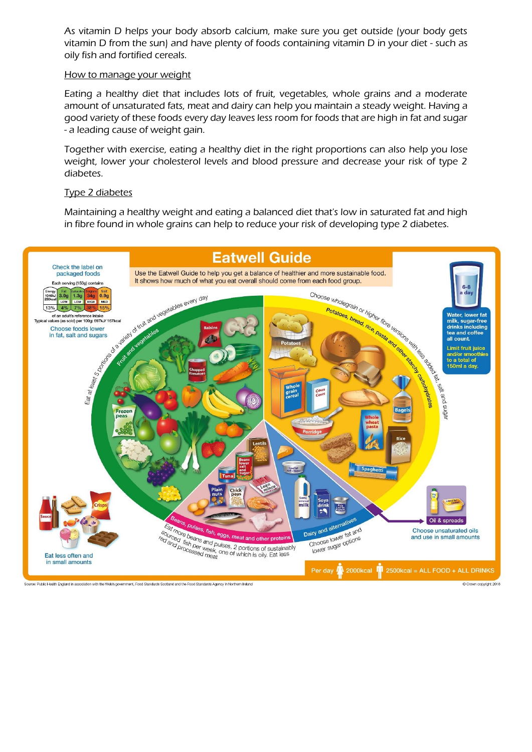As vitamin D helps your body absorb calcium, make sure you get outside (your body gets vitamin D from the sun) and have plenty of foods containing vitamin D in your diet - such as oily fish and fortified cereals.

## How to manage your weight

Eating a healthy diet that includes lots of fruit, vegetables, whole grains and a moderate amount of unsaturated fats, meat and dairy can help you maintain a steady weight. Having a good variety of these foods every day leaves less room for foods that are high in fat and sugar - a leading cause of weight gain.

Together with exercise, eating a healthy diet in the right proportions can also help you lose weight, lower your cholesterol levels and blood pressure and decrease your risk of type 2 diabetes.

## Type 2 diabetes

Maintaining a healthy weight and eating a balanced diet that's low in saturated fat and high in fibre found in whole grains can help to reduce your risk of developing type 2 diabetes.

# Eatwell Guide

Use the Eatwell Guide to help you get a balance of healthier and more sustainable food. It shows how much of what you eat overall should come from each food group.

**Check the label on packaged foods**

Each serving (150g) contains

| Energy | Fat | Saturates | Sugars | Salt |
|---|---|---|---|---|
| 1046kJ 250kcal | 3.0g | 1.3g | 34g | 0.9g |
| | LOW | LOW | HIGH | MED |
| 13% | 4% | 7% | 38% | 15% |

of an adult's reference intake
Typical values (as sold) per 100g: 697kJ/ 167kcal

Choose foods lower in fat, salt and sugars

**Fruit and vegetables** – Eat at least 5 portions of a variety of fruit and vegetables every day

**Potatoes, bread, rice, pasta and other starchy carbohydrates** – Choose wholegrain or higher fibre versions with less added fat, salt and sugar

**Beans, pulses, fish, eggs, meat and other proteins** – Eat more beans and pulses, 2 portions of sustainably sourced fish per week, one of which is oily. Eat less red and processed meat

**Dairy and alternatives** – Choose lower fat and lower sugar options

**Oil & spreads** – Choose unsaturated oils and use in small amounts

**6-8 a day** – Water, lower fat milk, sugar-free drinks including tea and coffee all count. Limit fruit juice and/or smoothies to a total of 150ml a day.

Eat less often and in small amounts

Per day 2000kcal 2500kcal = ALL FOOD + ALL DRINKS

Source: Public Health England in association with the Welsh government, Food Standards Scotland and the Food Standards Agency in Northern Ireland

© Crown copyright 2016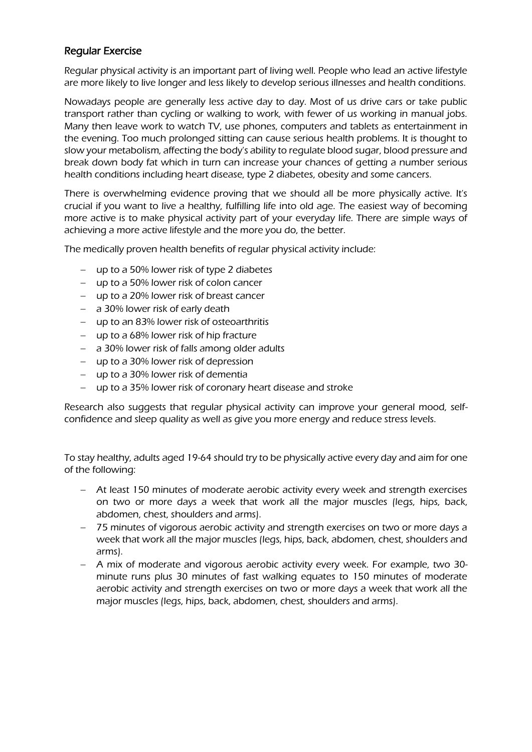## Regular Exercise

Regular physical activity is an important part of living well. People who lead an active lifestyle are more likely to live longer and less likely to develop serious illnesses and health conditions.

Nowadays people are generally less active day to day. Most of us drive cars or take public transport rather than cycling or walking to work, with fewer of us working in manual jobs. Many then leave work to watch TV, use phones, computers and tablets as entertainment in the evening. Too much prolonged sitting can cause serious health problems. It is thought to slow your metabolism, affecting the body's ability to regulate blood sugar, blood pressure and break down body fat which in turn can increase your chances of getting a number serious health conditions including heart disease, type 2 diabetes, obesity and some cancers.

There is overwhelming evidence proving that we should all be more physically active. It's crucial if you want to live a healthy, fulfilling life into old age. The easiest way of becoming more active is to make physical activity part of your everyday life. There are simple ways of achieving a more active lifestyle and the more you do, the better.

The medically proven health benefits of regular physical activity include:

- up to a 50% lower risk of type 2 diabetes
- up to a 50% lower risk of colon cancer
- up to a 20% lower risk of breast cancer
- a 30% lower risk of early death
- up to an 83% lower risk of osteoarthritis
- up to a 68% lower risk of hip fracture
- a 30% lower risk of falls among older adults
- up to a 30% lower risk of depression
- up to a 30% lower risk of dementia
- up to a 35% lower risk of coronary heart disease and stroke

Research also suggests that regular physical activity can improve your general mood, self-confidence and sleep quality as well as give you more energy and reduce stress levels.

To stay healthy, adults aged 19-64 should try to be physically active every day and aim for one of the following:

- At least 150 minutes of moderate aerobic activity every week and strength exercises on two or more days a week that work all the major muscles (legs, hips, back, abdomen, chest, shoulders and arms).
- 75 minutes of vigorous aerobic activity and strength exercises on two or more days a week that work all the major muscles (legs, hips, back, abdomen, chest, shoulders and arms).
- A mix of moderate and vigorous aerobic activity every week. For example, two 30-minute runs plus 30 minutes of fast walking equates to 150 minutes of moderate aerobic activity and strength exercises on two or more days a week that work all the major muscles (legs, hips, back, abdomen, chest, shoulders and arms).